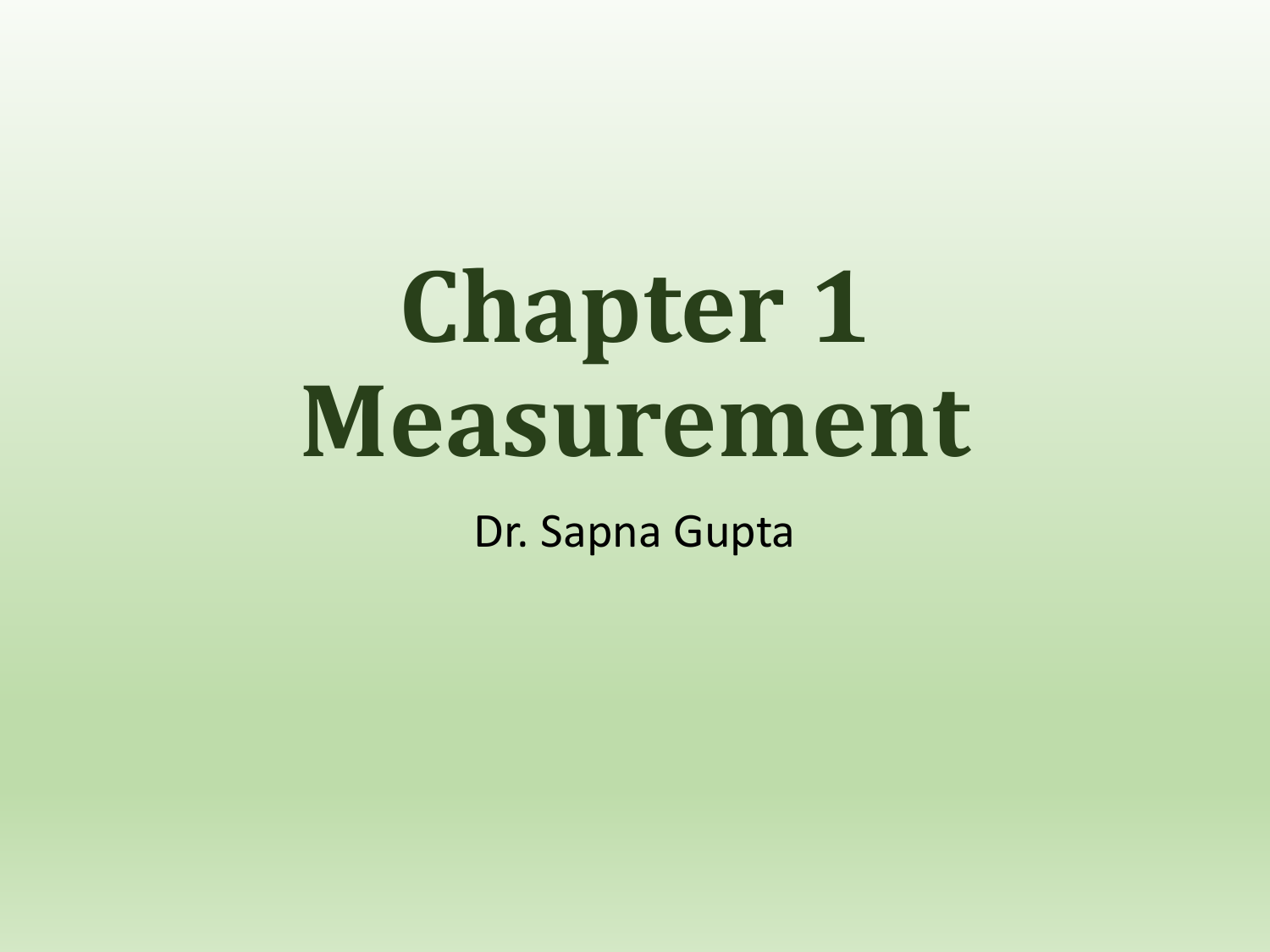# Chapter 1 Measurement

Dr. Sapna Gupta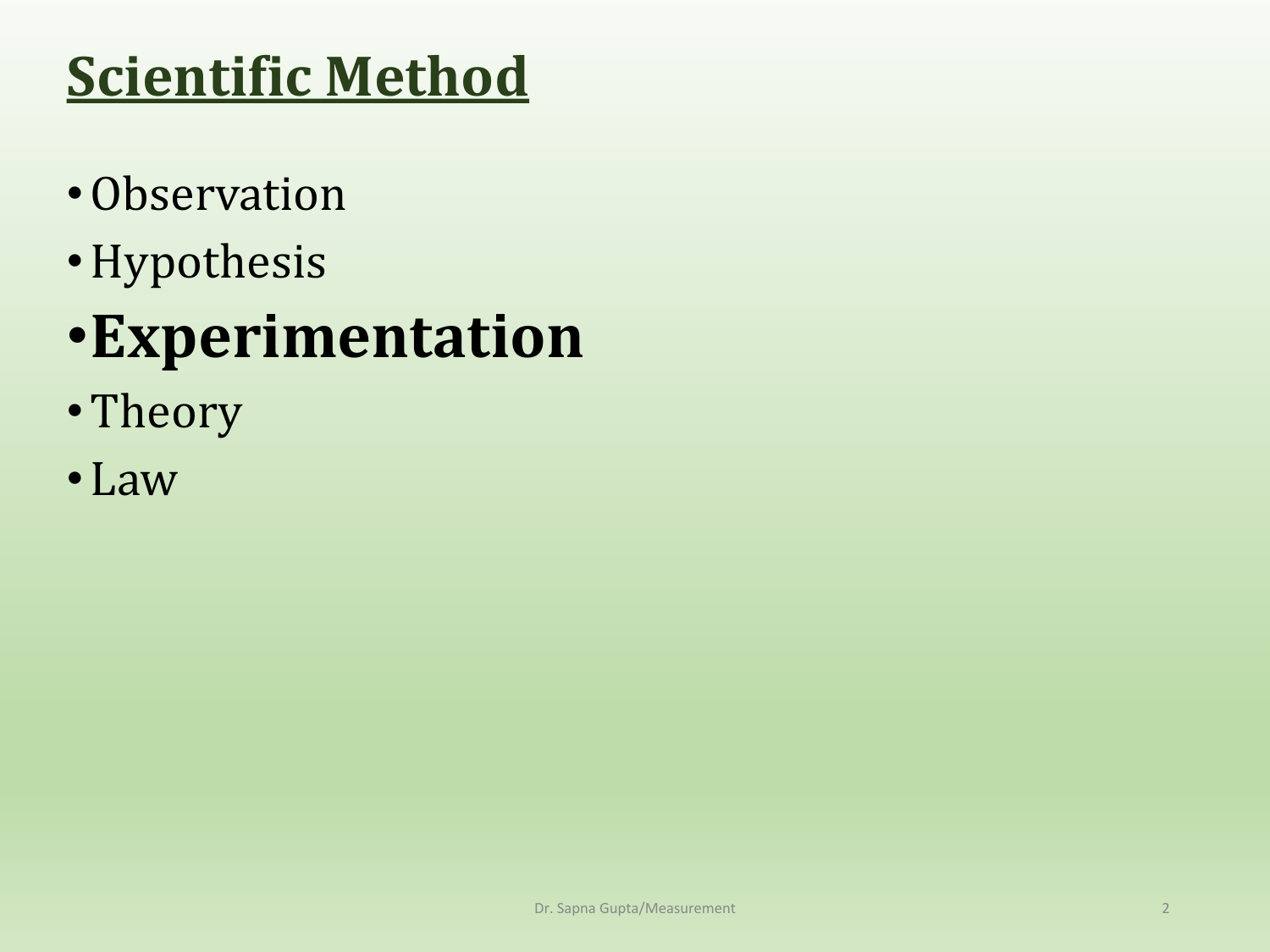# Scientific Method

- Observation
- Hypothesis
- **Experimentation**
- Theory
- Law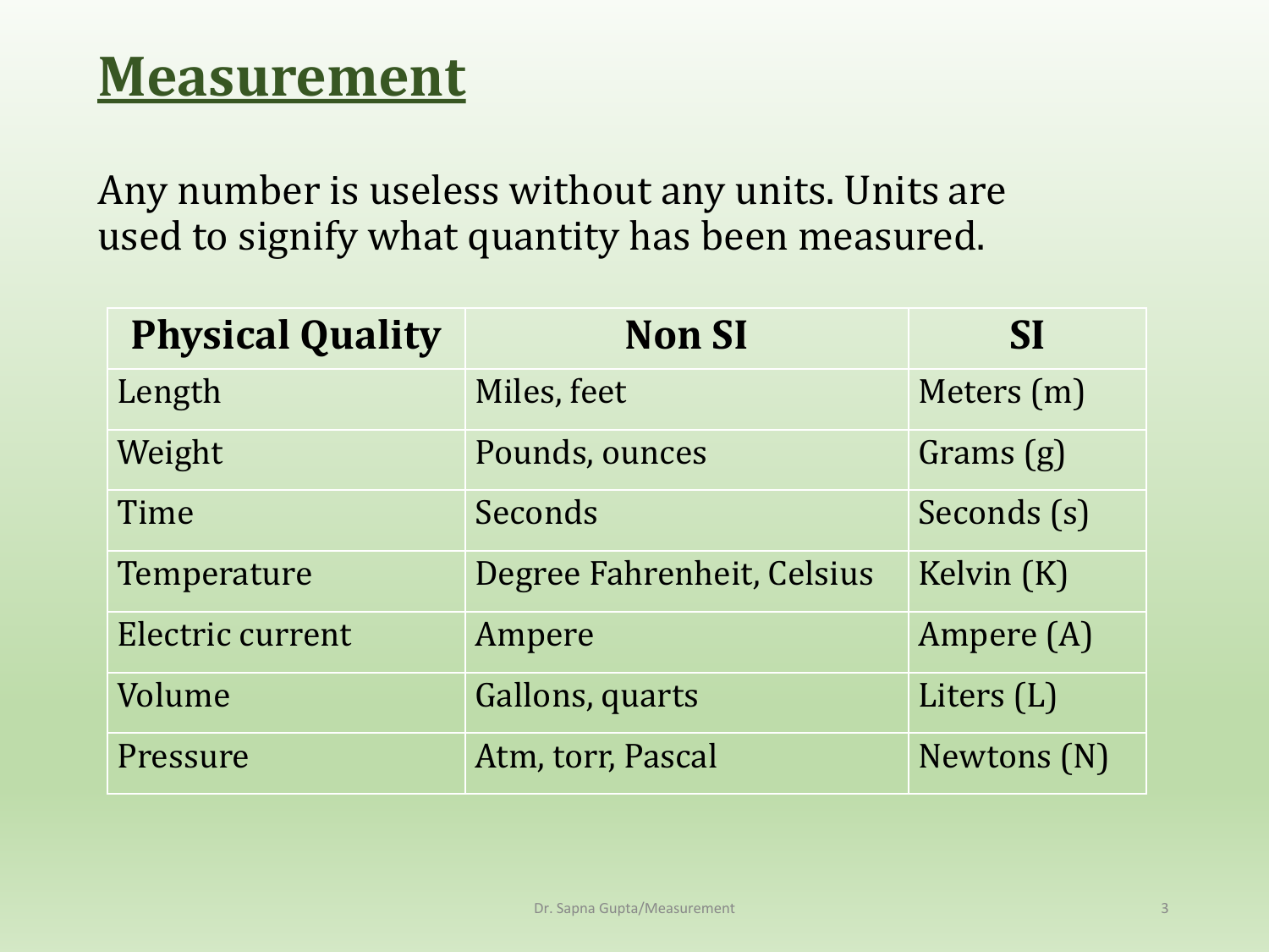# Measurement

Any number is useless without any units. Units are used to signify what quantity has been measured.

| Physical Quality | Non SI | SI |
|---|---|---|
| Length | Miles, feet | Meters (m) |
| Weight | Pounds, ounces | Grams (g) |
| Time | Seconds | Seconds (s) |
| Temperature | Degree Fahrenheit, Celsius | Kelvin (K) |
| Electric current | Ampere | Ampere (A) |
| Volume | Gallons, quarts | Liters (L) |
| Pressure | Atm, torr, Pascal | Newtons (N) |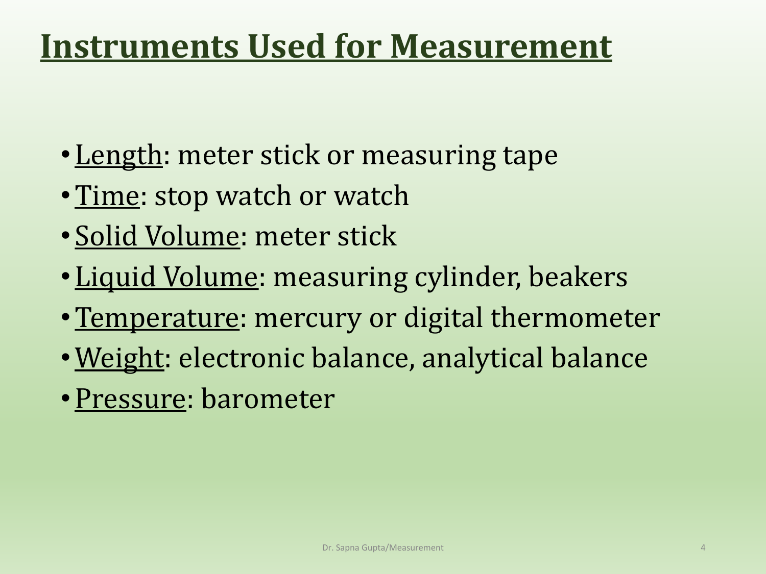# Instruments Used for Measurement

- Length: meter stick or measuring tape
- Time: stop watch or watch
- Solid Volume: meter stick
- Liquid Volume: measuring cylinder, beakers
- Temperature: mercury or digital thermometer
- Weight: electronic balance, analytical balance
- Pressure: barometer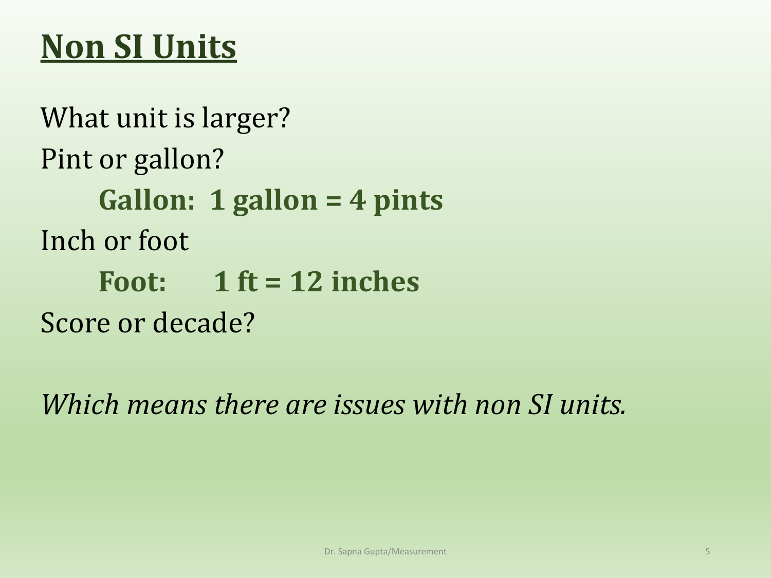## Non SI Units

What unit is larger?

Pint or gallon?

**Gallon: 1 gallon = 4 pints**

Inch or foot

**Foot: 1 ft = 12 inches**

Score or decade?

*Which means there are issues with non SI units.*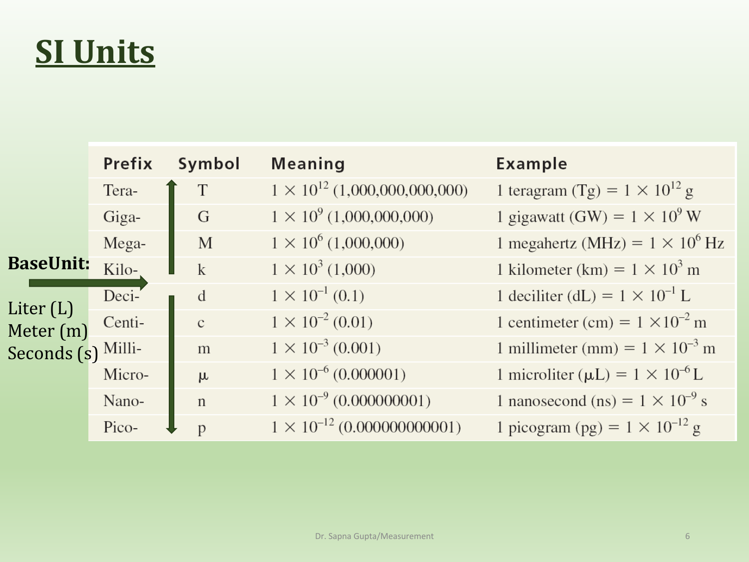# SI Units

**BaseUnit:**

Liter (L)
Meter (m)
Seconds (s)

| Prefix | Symbol | Meaning | Example |
| --- | --- | --- | --- |
| Tera- | T | $1 \times 10^{12}$ (1,000,000,000,000) | 1 teragram (Tg) = $1 \times 10^{12}$ g |
| Giga- | G | $1 \times 10^{9}$ (1,000,000,000) | 1 gigawatt (GW) = $1 \times 10^{9}$ W |
| Mega- | M | $1 \times 10^{6}$ (1,000,000) | 1 megahertz (MHz) = $1 \times 10^{6}$ Hz |
| Kilo- | k | $1 \times 10^{3}$ (1,000) | 1 kilometer (km) = $1 \times 10^{3}$ m |
| Deci- | d | $1 \times 10^{-1}$ (0.1) | 1 deciliter (dL) = $1 \times 10^{-1}$ L |
| Centi- | c | $1 \times 10^{-2}$ (0.01) | 1 centimeter (cm) = $1 \times 10^{-2}$ m |
| Milli- | m | $1 \times 10^{-3}$ (0.001) | 1 millimeter (mm) = $1 \times 10^{-3}$ m |
| Micro- | μ | $1 \times 10^{-6}$ (0.000001) | 1 microliter (μL) = $1 \times 10^{-6}$ L |
| Nano- | n | $1 \times 10^{-9}$ (0.000000001) | 1 nanosecond (ns) = $1 \times 10^{-9}$ s |
| Pico- | p | $1 \times 10^{-12}$ (0.000000000001) | 1 picogram (pg) = $1 \times 10^{-12}$ g |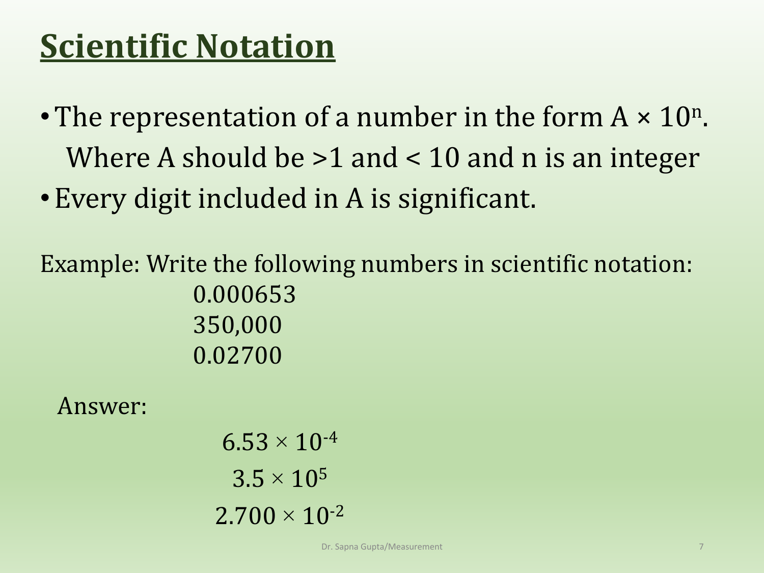# Scientific Notation

- The representation of a number in the form $A \times 10^n$.
  Where A should be >1 and < 10 and n is an integer
- Every digit included in A is significant.

Example: Write the following numbers in scientific notation:

0.000653
350,000
0.02700

Answer:

$6.53 \times 10^{-4}$

$3.5 \times 10^{5}$

$2.700 \times 10^{-2}$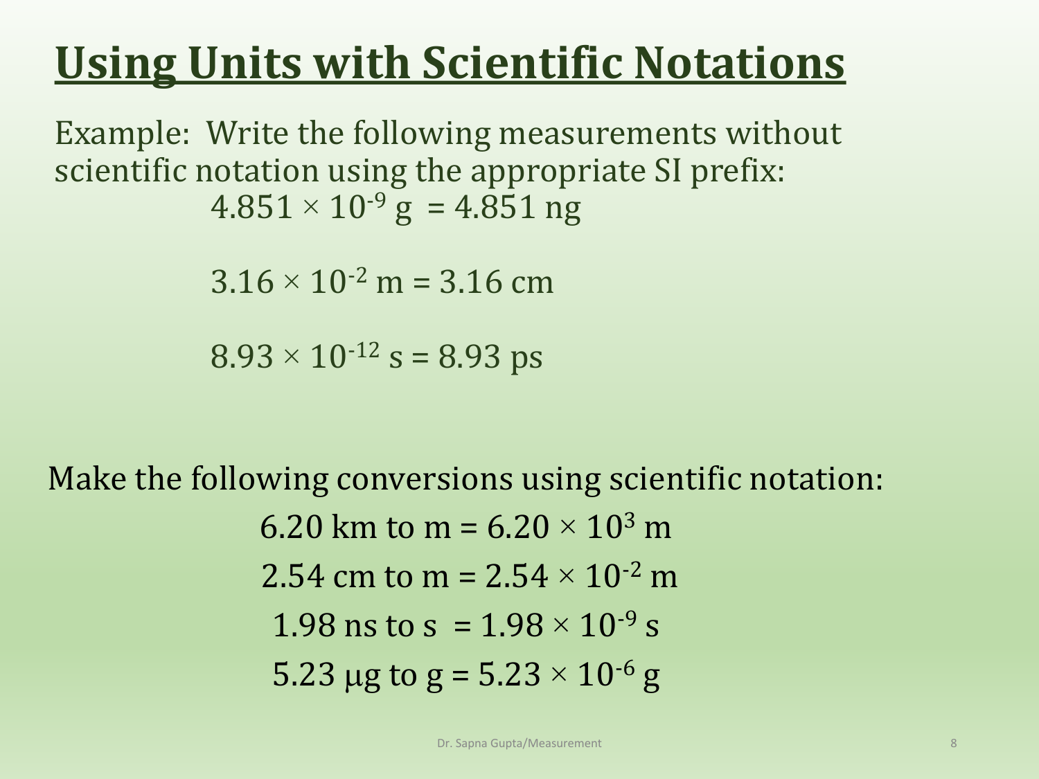# Using Units with Scientific Notations

Example: Write the following measurements without scientific notation using the appropriate SI prefix:

$4.851 \times 10^{-9}$ g = 4.851 ng

$3.16 \times 10^{-2}$ m = 3.16 cm

$8.93 \times 10^{-12}$ s = 8.93 ps

Make the following conversions using scientific notation:

6.20 km to m = $6.20 \times 10^{3}$ m

2.54 cm to m = $2.54 \times 10^{-2}$ m

1.98 ns to s = $1.98 \times 10^{-9}$ s

5.23 μg to g = $5.23 \times 10^{-6}$ g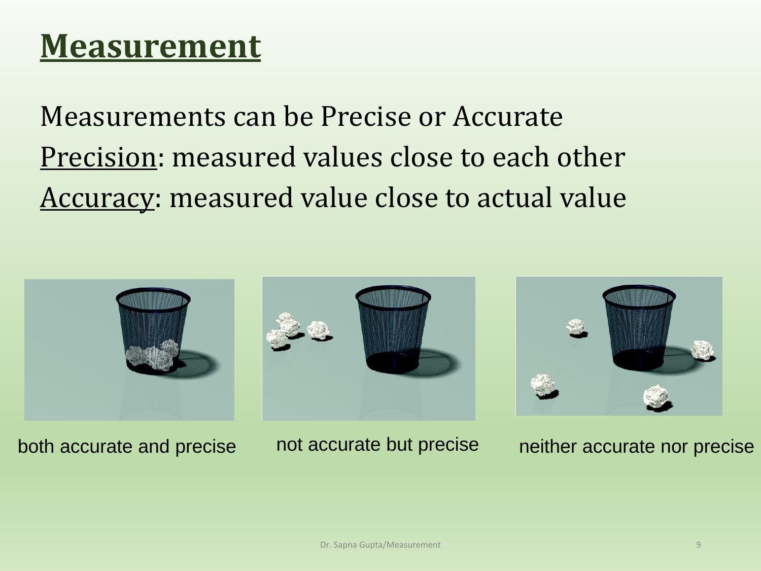# Measurement

Measurements can be Precise or Accurate

Precision: measured values close to each other

Accuracy: measured value close to actual value

both accurate and precise

not accurate but precise

neither accurate nor precise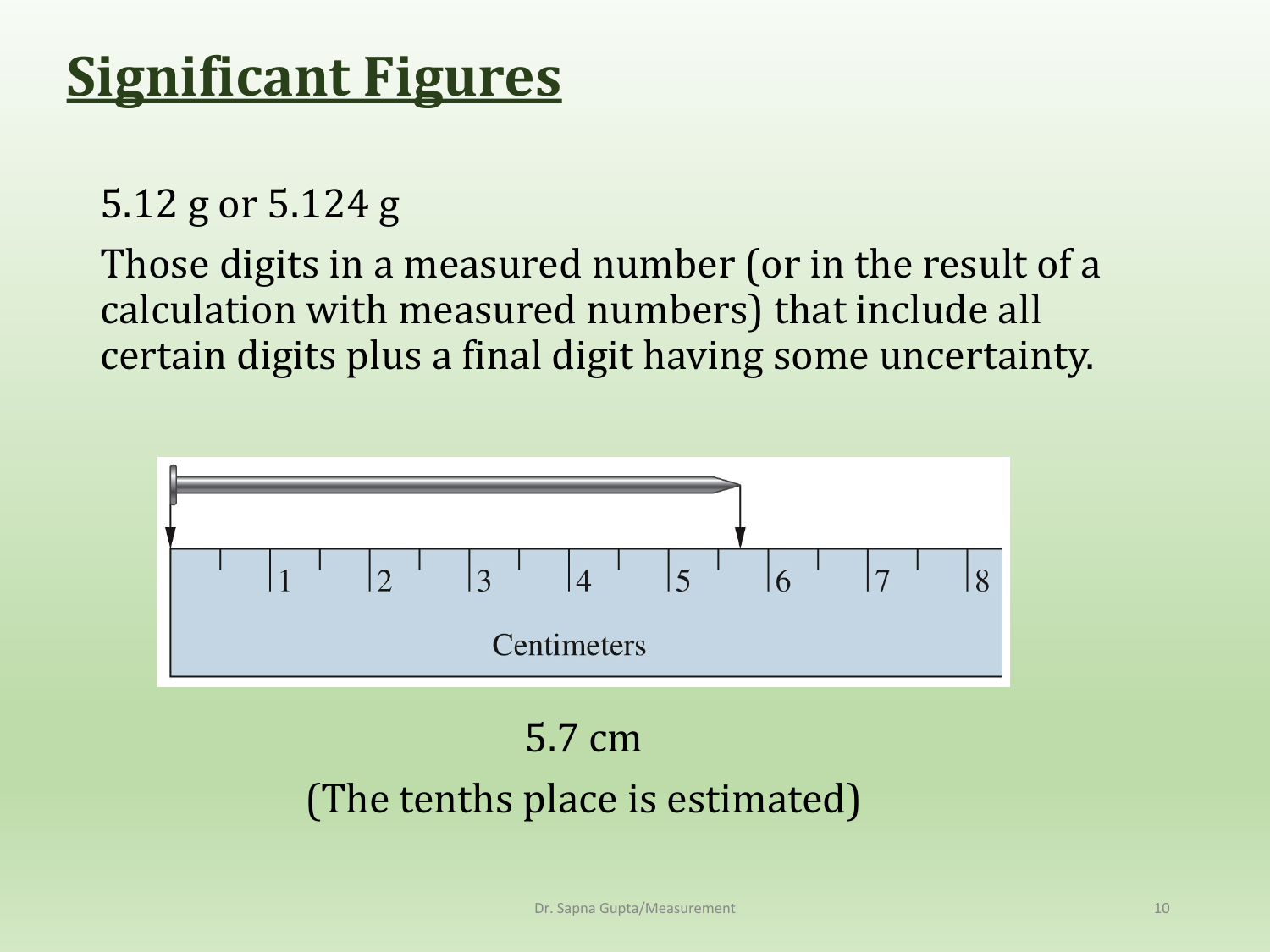# Significant Figures

5.12 g or 5.124 g

Those digits in a measured number (or in the result of a calculation with measured numbers) that include all certain digits plus a final digit having some uncertainty.

5.7 cm

(The tenths place is estimated)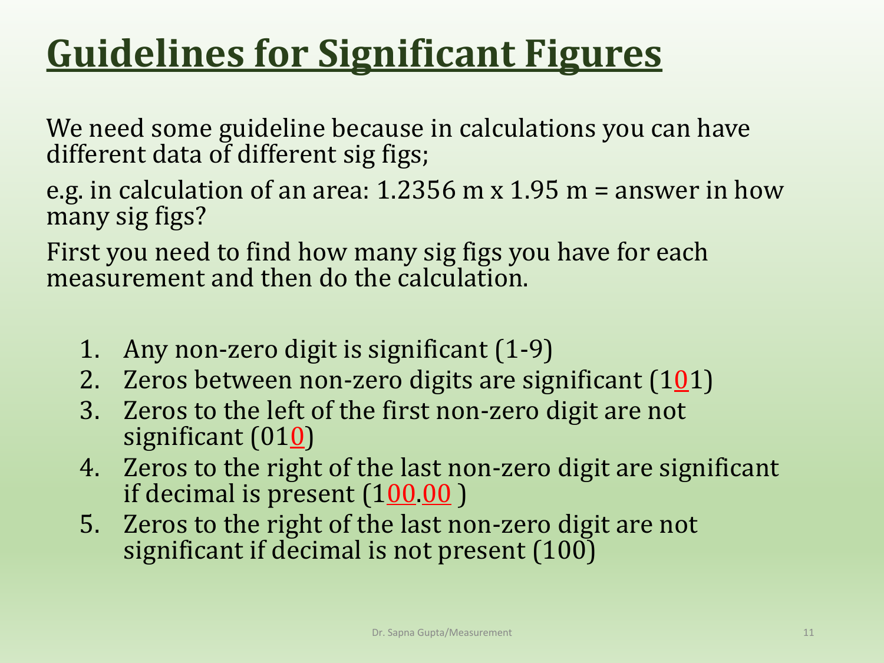# Guidelines for Significant Figures

We need some guideline because in calculations you can have different data of different sig figs;

e.g. in calculation of an area: 1.2356 m x 1.95 m = answer in how many sig figs?

First you need to find how many sig figs you have for each measurement and then do the calculation.

1. Any non-zero digit is significant (1-9)
2. Zeros between non-zero digits are significant (101)
3. Zeros to the left of the first non-zero digit are not significant (010)
4. Zeros to the right of the last non-zero digit are significant if decimal is present (100.00 )
5. Zeros to the right of the last non-zero digit are not significant if decimal is not present (100)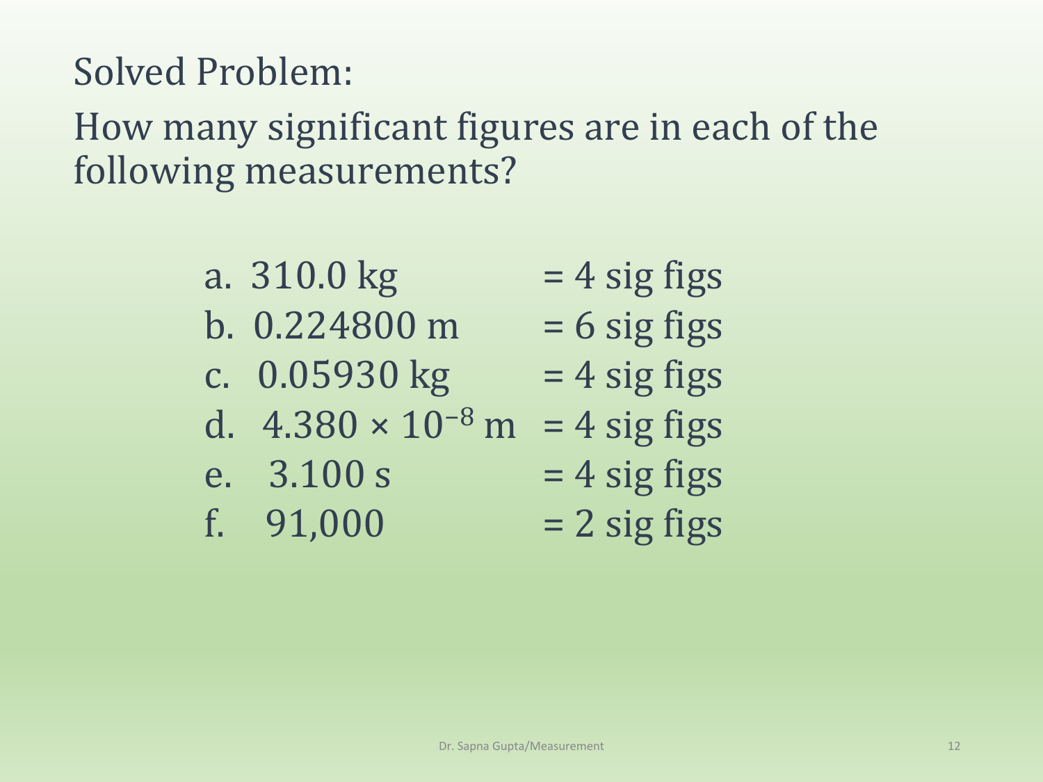## Solved Problem:

How many significant figures are in each of the following measurements?

a. 310.0 kg = 4 sig figs
b. 0.224800 m = 6 sig figs
c. 0.05930 kg = 4 sig figs
d. $4.380 \times 10^{-8}$ m = 4 sig figs
e. 3.100 s = 4 sig figs
f. 91,000 = 2 sig figs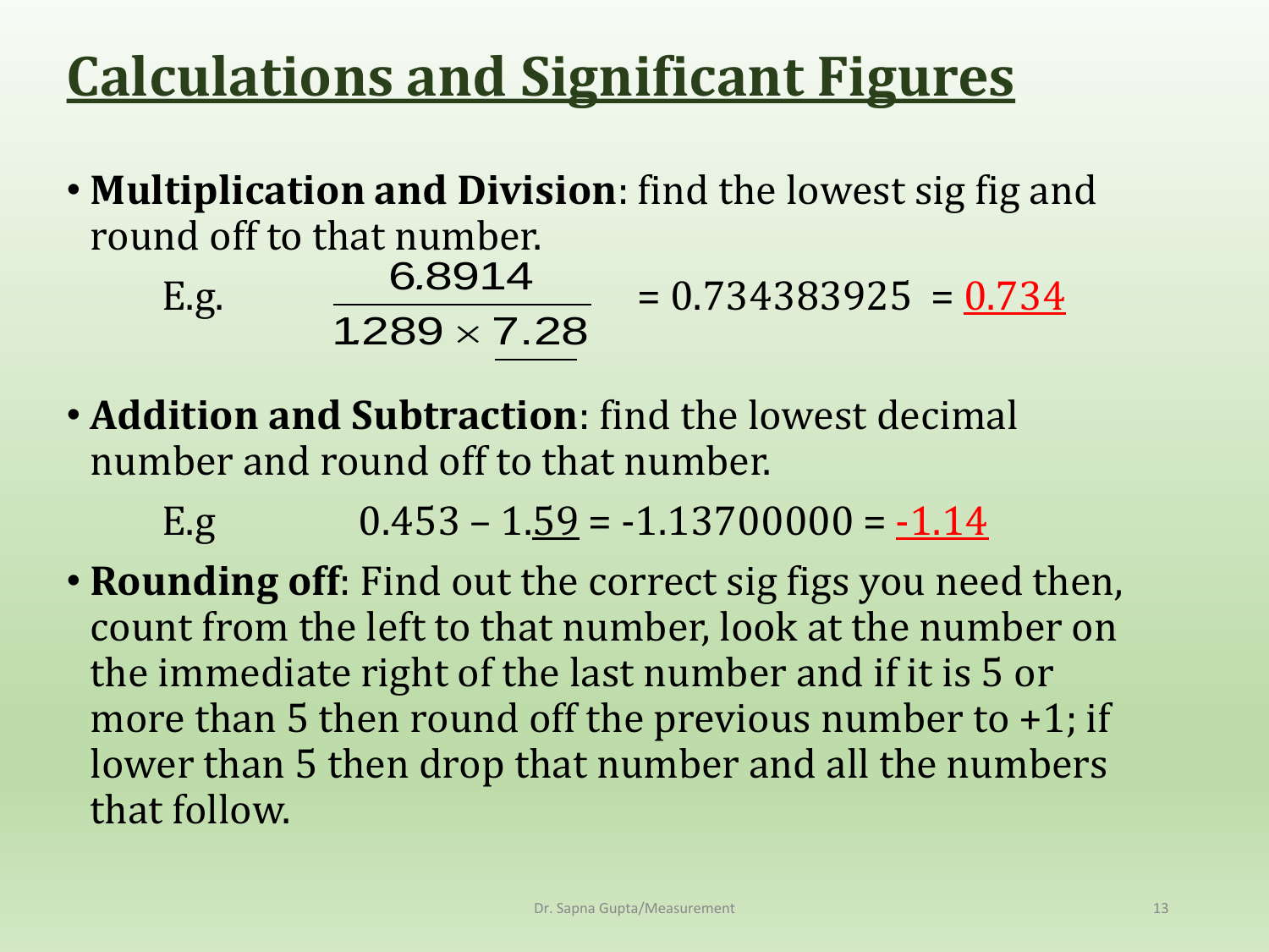# Calculations and Significant Figures

- **Multiplication and Division**: find the lowest sig fig and round off to that number.

  E.g. $$\frac{6.8914}{1289 \times \underline{7.28}} = 0.734383925 = \underline{0.734}$$

- **Addition and Subtraction**: find the lowest decimal number and round off to that number.

  E.g $0.453 - 1.\underline{59} = -1.13700000 = \underline{-1.14}$

- **Rounding off**: Find out the correct sig figs you need then, count from the left to that number, look at the number on the immediate right of the last number and if it is 5 or more than 5 then round off the previous number to +1; if lower than 5 then drop that number and all the numbers that follow.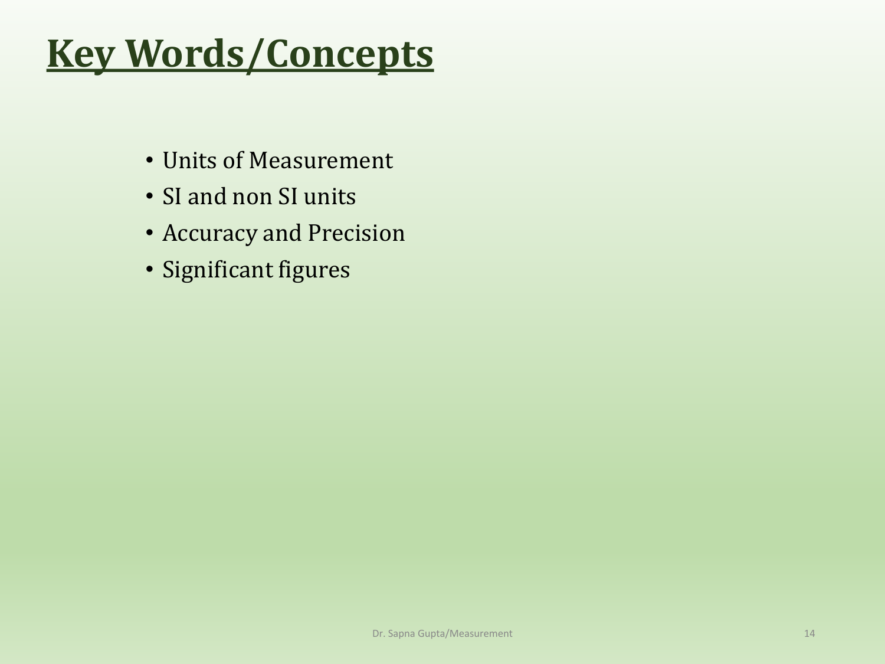# Key Words/Concepts

- Units of Measurement
- SI and non SI units
- Accuracy and Precision
- Significant figures